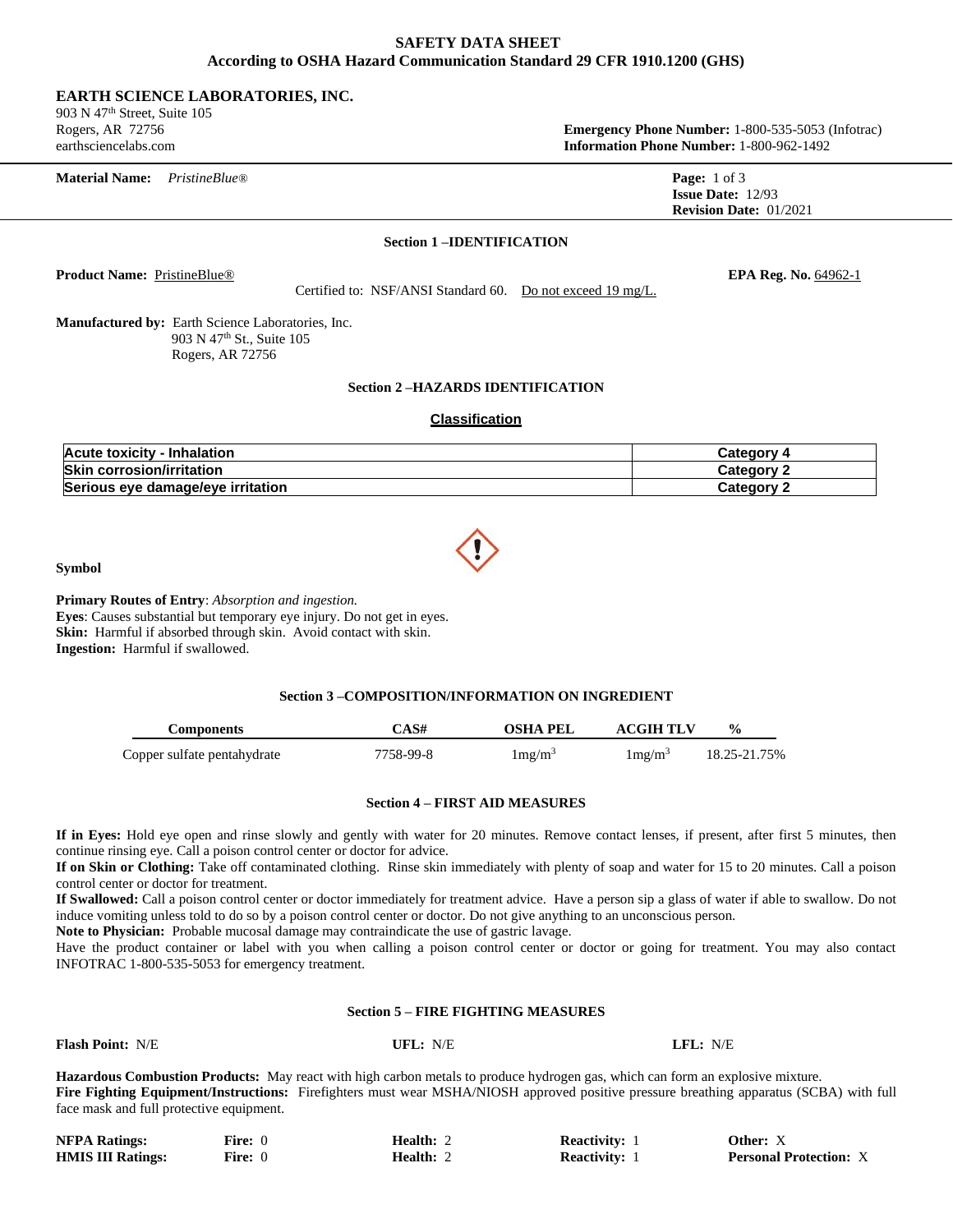# SAFETY DATA SHEET
## According to OSHA Hazard Communication Standard 29 CFR 1910.1200 (GHS)

**EARTH SCIENCE LABORATORIES, INC.**
903 N 47th Street, Suite 105
Rogers, AR 72756
earthsciencelabs.com

**Emergency Phone Number:** 1-800-535-5053 (Infotrac)
**Information Phone Number:** 1-800-962-1492

**Material Name:** *PristineBlue®*

**Issue Date:** 12/93
**Revision Date:** 01/2021

### Section 1 –IDENTIFICATION

**Product Name:** PristineBlue®

**EPA Reg. No.** 64962-1

Certified to: NSF/ANSI Standard 60. Do not exceed 19 mg/L.

**Manufactured by:** Earth Science Laboratories, Inc.
903 N 47th St., Suite 105
Rogers, AR 72756

### Section 2 –HAZARDS IDENTIFICATION

**Classification**

| Hazard | Category |
|---|---|
| **Acute toxicity - Inhalation** | **Category 4** |
| **Skin corrosion/irritation** | **Category 2** |
| **Serious eye damage/eye irritation** | **Category 2** |

**Symbol**

**Primary Routes of Entry**: *Absorption and ingestion.*
**Eyes**: Causes substantial but temporary eye injury. Do not get in eyes.
**Skin:** Harmful if absorbed through skin. Avoid contact with skin.
**Ingestion:** Harmful if swallowed.

### Section 3 –COMPOSITION/INFORMATION ON INGREDIENT

| Components | CAS# | OSHA PEL | ACGIH TLV | % |
|---|---|---|---|---|
| Copper sulfate pentahydrate | 7758-99-8 | 1mg/m$^3$ | 1mg/m$^3$ | 18.25-21.75% |

### Section 4 – FIRST AID MEASURES

**If in Eyes:** Hold eye open and rinse slowly and gently with water for 20 minutes. Remove contact lenses, if present, after first 5 minutes, then continue rinsing eye. Call a poison control center or doctor for advice.
**If on Skin or Clothing:** Take off contaminated clothing. Rinse skin immediately with plenty of soap and water for 15 to 20 minutes. Call a poison control center or doctor for treatment.
**If Swallowed:** Call a poison control center or doctor immediately for treatment advice. Have a person sip a glass of water if able to swallow. Do not induce vomiting unless told to do so by a poison control center or doctor. Do not give anything to an unconscious person.
**Note to Physician:** Probable mucosal damage may contraindicate the use of gastric lavage.
Have the product container or label with you when calling a poison control center or doctor or going for treatment. You may also contact INFOTRAC 1-800-535-5053 for emergency treatment.

### Section 5 – FIRE FIGHTING MEASURES

**Flash Point:** N/E **UFL:** N/E **LFL:** N/E

**Hazardous Combustion Products:** May react with high carbon metals to produce hydrogen gas, which can form an explosive mixture.
**Fire Fighting Equipment/Instructions:** Firefighters must wear MSHA/NIOSH approved positive pressure breathing apparatus (SCBA) with full face mask and full protective equipment.

| | | | | |
|---|---|---|---|---|
| **NFPA Ratings:** | **Fire:** 0 | **Health:** 2 | **Reactivity:** 1 | **Other:** X |
| **HMIS III Ratings:** | **Fire:** 0 | **Health:** 2 | **Reactivity:** 1 | **Personal Protection:** X |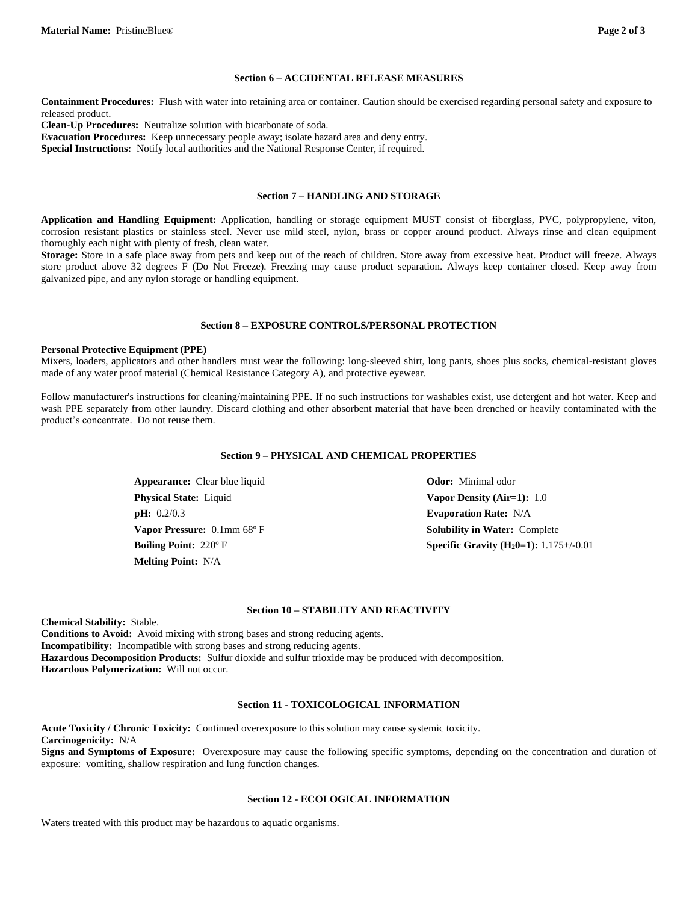## Section 6 – ACCIDENTAL RELEASE MEASURES

**Containment Procedures:** Flush with water into retaining area or container. Caution should be exercised regarding personal safety and exposure to released product.
**Clean-Up Procedures:** Neutralize solution with bicarbonate of soda.
**Evacuation Procedures:** Keep unnecessary people away; isolate hazard area and deny entry.
**Special Instructions:** Notify local authorities and the National Response Center, if required.

## Section 7 – HANDLING AND STORAGE

**Application and Handling Equipment:** Application, handling or storage equipment MUST consist of fiberglass, PVC, polypropylene, viton, corrosion resistant plastics or stainless steel. Never use mild steel, nylon, brass or copper around product. Always rinse and clean equipment thoroughly each night with plenty of fresh, clean water.
**Storage:** Store in a safe place away from pets and keep out of the reach of children. Store away from excessive heat. Product will freeze. Always store product above 32 degrees F (Do Not Freeze). Freezing may cause product separation. Always keep container closed. Keep away from galvanized pipe, and any nylon storage or handling equipment.

## Section 8 – EXPOSURE CONTROLS/PERSONAL PROTECTION

**Personal Protective Equipment (PPE)**
Mixers, loaders, applicators and other handlers must wear the following: long-sleeved shirt, long pants, shoes plus socks, chemical-resistant gloves made of any water proof material (Chemical Resistance Category A), and protective eyewear.

Follow manufacturer's instructions for cleaning/maintaining PPE. If no such instructions for washables exist, use detergent and hot water. Keep and wash PPE separately from other laundry. Discard clothing and other absorbent material that have been drenched or heavily contaminated with the product's concentrate. Do not reuse them.

## Section 9 – PHYSICAL AND CHEMICAL PROPERTIES

**Appearance:** Clear blue liquid
**Physical State:** Liquid
**pH:** 0.2/0.3
**Vapor Pressure:** 0.1mm 68º F
**Boiling Point:** 220º F
**Melting Point:** N/A
**Odor:** Minimal odor
**Vapor Density (Air=1):** 1.0
**Evaporation Rate:** N/A
**Solubility in Water:** Complete
**Specific Gravity ($H_20$=1):** 1.175+/-0.01

## Section 10 – STABILITY AND REACTIVITY

**Chemical Stability:** Stable.
**Conditions to Avoid:** Avoid mixing with strong bases and strong reducing agents.
**Incompatibility:** Incompatible with strong bases and strong reducing agents.
**Hazardous Decomposition Products:** Sulfur dioxide and sulfur trioxide may be produced with decomposition.
**Hazardous Polymerization:** Will not occur.

## Section 11 - TOXICOLOGICAL INFORMATION

**Acute Toxicity / Chronic Toxicity:** Continued overexposure to this solution may cause systemic toxicity.
**Carcinogenicity:** N/A
**Signs and Symptoms of Exposure:** Overexposure may cause the following specific symptoms, depending on the concentration and duration of exposure: vomiting, shallow respiration and lung function changes.

## Section 12 - ECOLOGICAL INFORMATION

Waters treated with this product may be hazardous to aquatic organisms.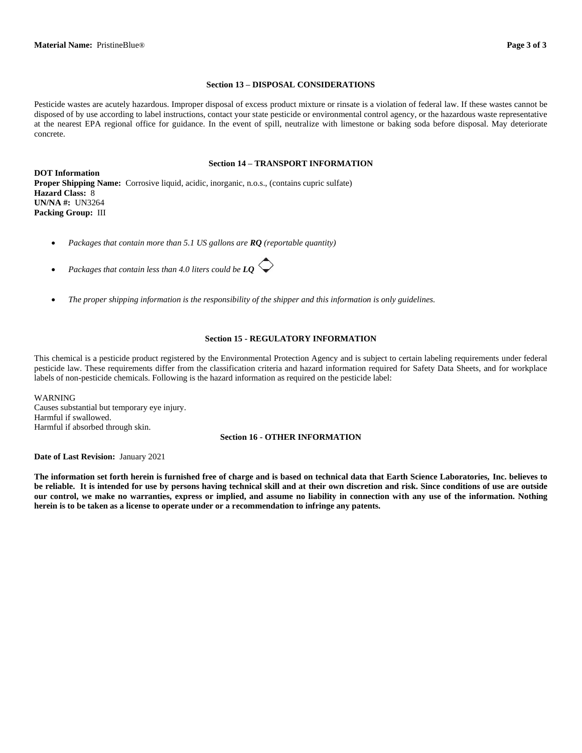## Section 13 – DISPOSAL CONSIDERATIONS

Pesticide wastes are acutely hazardous. Improper disposal of excess product mixture or rinsate is a violation of federal law. If these wastes cannot be disposed of by use according to label instructions, contact your state pesticide or environmental control agency, or the hazardous waste representative at the nearest EPA regional office for guidance. In the event of spill, neutralize with limestone or baking soda before disposal. May deteriorate concrete.

## Section 14 – TRANSPORT INFORMATION

**DOT Information**
**Proper Shipping Name:** Corrosive liquid, acidic, inorganic, n.o.s., (contains cupric sulfate)
**Hazard Class:** 8
**UN/NA #:** UN3264
**Packing Group:** III

- *Packages that contain more than 5.1 US gallons are **RQ** (reportable quantity)*
- *Packages that contain less than 4.0 liters could be **LQ***
- *The proper shipping information is the responsibility of the shipper and this information is only guidelines.*

## Section 15 - REGULATORY INFORMATION

This chemical is a pesticide product registered by the Environmental Protection Agency and is subject to certain labeling requirements under federal pesticide law. These requirements differ from the classification criteria and hazard information required for Safety Data Sheets, and for workplace labels of non-pesticide chemicals. Following is the hazard information as required on the pesticide label:

WARNING
Causes substantial but temporary eye injury.
Harmful if swallowed.
Harmful if absorbed through skin.

## Section 16 - OTHER INFORMATION

**Date of Last Revision:** January 2021

**The information set forth herein is furnished free of charge and is based on technical data that Earth Science Laboratories, Inc. believes to be reliable. It is intended for use by persons having technical skill and at their own discretion and risk. Since conditions of use are outside our control, we make no warranties, express or implied, and assume no liability in connection with any use of the information. Nothing herein is to be taken as a license to operate under or a recommendation to infringe any patents.**